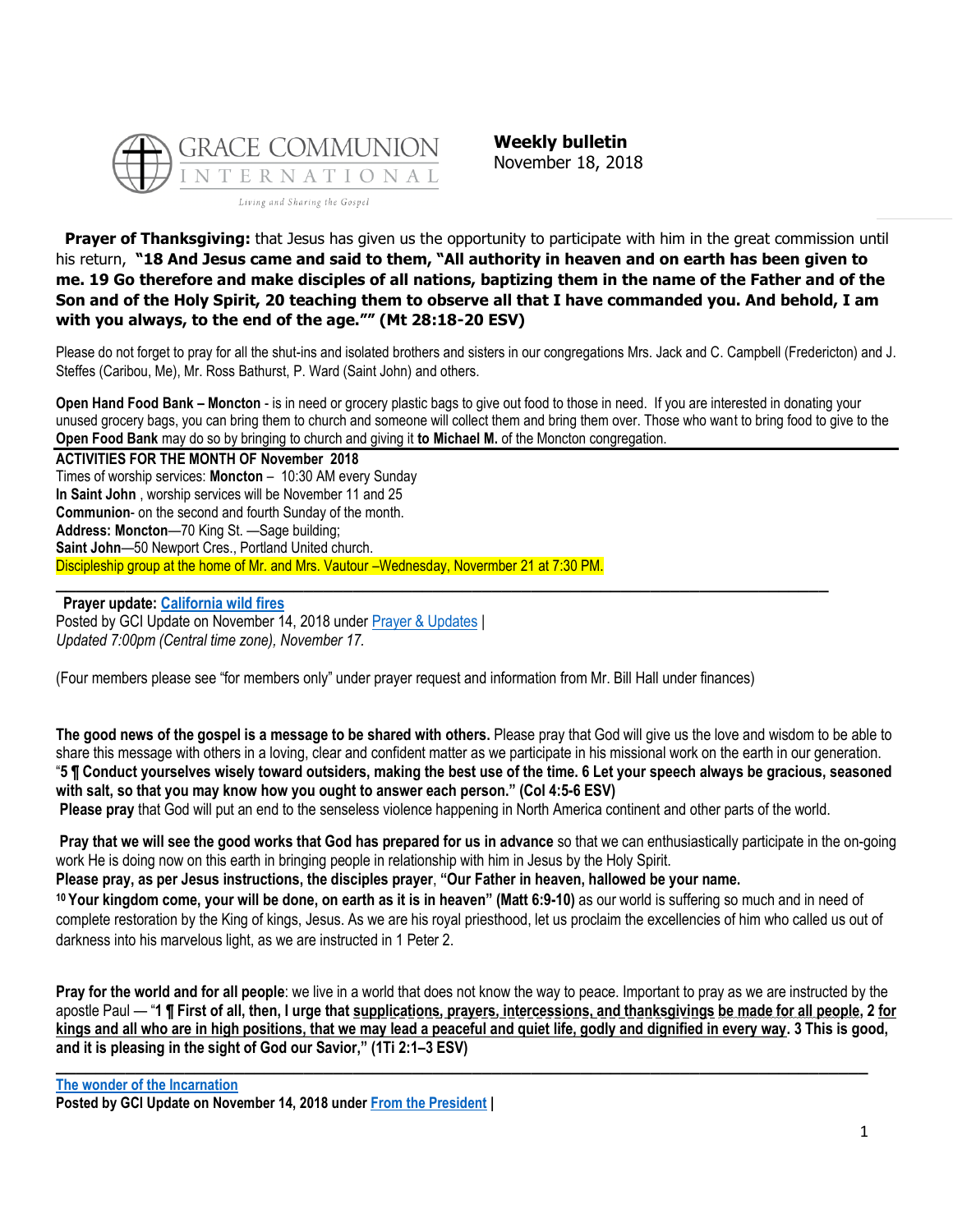GRACE COMMUNION INTERNATIONAL
Living and Sharing the Gospel

**Weekly bulletin**
November 18, 2018

**Prayer of Thanksgiving:** that Jesus has given us the opportunity to participate with him in the great commission until his return, **"18 And Jesus came and said to them, "All authority in heaven and on earth has been given to me. 19 Go therefore and make disciples of all nations, baptizing them in the name of the Father and of the Son and of the Holy Spirit, 20 teaching them to observe all that I have commanded you. And behold, I am with you always, to the end of the age."" (Mt 28:18-20 ESV)**

Please do not forget to pray for all the shut-ins and isolated brothers and sisters in our congregations Mrs. Jack and C. Campbell (Fredericton) and J. Steffes (Caribou, Me), Mr. Ross Bathurst, P. Ward (Saint John) and others.

**Open Hand Food Bank – Moncton** - is in need or grocery plastic bags to give out food to those in need. If you are interested in donating your unused grocery bags, you can bring them to church and someone will collect them and bring them over. Those who want to bring food to give to the **Open Food Bank** may do so by bringing to church and giving it **to Michael M.** of the Moncton congregation.

**ACTIVITIES FOR THE MONTH OF November 2018**
Times of worship services: **Moncton** – 10:30 AM every Sunday
**In Saint John** , worship services will be November 11 and 25
**Communion**- on the second and fourth Sunday of the month.
**Address: Moncton**—70 King St. —Sage building;
**Saint John**—50 Newport Cres., Portland United church.
Discipleship group at the home of Mr. and Mrs. Vautour –Wednesday, November 21 at 7:30 PM.

---

**Prayer update: California wild fires**
Posted by GCI Update on November 14, 2018 under Prayer & Updates |
*Updated 7:00pm (Central time zone), November 17.*

(Four members please see "for members only" under prayer request and information from Mr. Bill Hall under finances)

**The good news of the gospel is a message to be shared with others.** Please pray that God will give us the love and wisdom to be able to share this message with others in a loving, clear and confident matter as we participate in his missional work on the earth in our generation. "**5 ¶ Conduct yourselves wisely toward outsiders, making the best use of the time. 6 Let your speech always be gracious, seasoned with salt, so that you may know how you ought to answer each person." (Col 4:5-6 ESV)**
**Please pray** that God will put an end to the senseless violence happening in North America continent and other parts of the world.

**Pray that we will see the good works that God has prepared for us in advance** so that we can enthusiastically participate in the on-going work He is doing now on this earth in bringing people in relationship with him in Jesus by the Holy Spirit.
**Please pray, as per Jesus instructions, the disciples prayer**, **"Our Father in heaven, hallowed be your name.**
**10 Your kingdom come, your will be done, on earth as it is in heaven" (Matt 6:9-10)** as our world is suffering so much and in need of complete restoration by the King of kings, Jesus. As we are his royal priesthood, let us proclaim the excellencies of him who called us out of darkness into his marvelous light, as we are instructed in 1 Peter 2.

**Pray for the world and for all people**: we live in a world that does not know the way to peace. Important to pray as we are instructed by the apostle Paul — "**1 ¶ First of all, then, I urge that supplications, prayers, intercessions, and thanksgivings be made for all people, 2 for kings and all who are in high positions, that we may lead a peaceful and quiet life, godly and dignified in every way. 3 This is good, and it is pleasing in the sight of God our Savior," (1Ti 2:1–3 ESV)**

---

**The wonder of the Incarnation**
**Posted by GCI Update on November 14, 2018 under From the President |**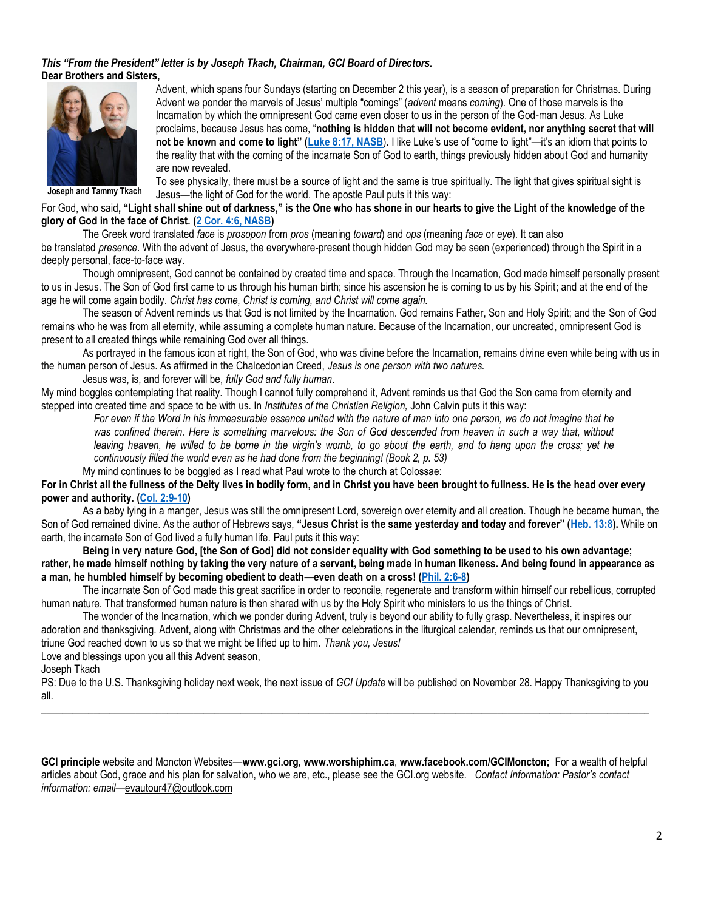***This "From the President" letter is by Joseph Tkach, Chairman, GCI Board of Directors.***

**Dear Brothers and Sisters,**

Joseph and Tammy Tkach

Advent, which spans four Sundays (starting on December 2 this year), is a season of preparation for Christmas. During Advent we ponder the marvels of Jesus' multiple "comings" (*advent* means *coming*). One of those marvels is the Incarnation by which the omnipresent God came even closer to us in the person of the God-man Jesus. As Luke proclaims, because Jesus has come, "**nothing is hidden that will not become evident, nor anything secret that will not be known and come to light" (Luke 8:17, NASB**). I like Luke's use of "come to light"—it's an idiom that points to the reality that with the coming of the incarnate Son of God to earth, things previously hidden about God and humanity are now revealed.

To see physically, there must be a source of light and the same is true spiritually. The light that gives spiritual sight is Jesus—the light of God for the world. The apostle Paul puts it this way:

For God, who said**, "Light shall shine out of darkness," is the One who has shone in our hearts to give the Light of the knowledge of the glory of God in the face of Christ. (2 Cor. 4:6, NASB)**

The Greek word translated *face* is *prosopon* from *pros* (meaning *toward*) and *ops* (meaning *face* or *eye*). It can also be translated *presence*. With the advent of Jesus, the everywhere-present though hidden God may be seen (experienced) through the Spirit in a deeply personal, face-to-face way.

Though omnipresent, God cannot be contained by created time and space. Through the Incarnation, God made himself personally present to us in Jesus. The Son of God first came to us through his human birth; since his ascension he is coming to us by his Spirit; and at the end of the age he will come again bodily. *Christ has come, Christ is coming, and Christ will come again.*

The season of Advent reminds us that God is not limited by the Incarnation. God remains Father, Son and Holy Spirit; and the Son of God remains who he was from all eternity, while assuming a complete human nature. Because of the Incarnation, our uncreated, omnipresent God is present to all created things while remaining God over all things.

As portrayed in the famous icon at right, the Son of God, who was divine before the Incarnation, remains divine even while being with us in the human person of Jesus. As affirmed in the Chalcedonian Creed, *Jesus is one person with two natures.*

Jesus was, is, and forever will be, *fully God and fully human*.

My mind boggles contemplating that reality. Though I cannot fully comprehend it, Advent reminds us that God the Son came from eternity and stepped into created time and space to be with us. In *Institutes of the Christian Religion,* John Calvin puts it this way:

> *For even if the Word in his immeasurable essence united with the nature of man into one person, we do not imagine that he was confined therein. Here is something marvelous: the Son of God descended from heaven in such a way that, without leaving heaven, he willed to be borne in the virgin's womb, to go about the earth, and to hang upon the cross; yet he continuously filled the world even as he had done from the beginning! (Book 2, p. 53)*

My mind continues to be boggled as I read what Paul wrote to the church at Colossae:

**For in Christ all the fullness of the Deity lives in bodily form, and in Christ you have been brought to fullness. He is the head over every power and authority. (Col. 2:9-10)**

As a baby lying in a manger, Jesus was still the omnipresent Lord, sovereign over eternity and all creation. Though he became human, the Son of God remained divine. As the author of Hebrews says, **"Jesus Christ is the same yesterday and today and forever" (Heb. 13:8).** While on earth, the incarnate Son of God lived a fully human life. Paul puts it this way:

**Being in very nature God, [the Son of God] did not consider equality with God something to be used to his own advantage; rather, he made himself nothing by taking the very nature of a servant, being made in human likeness. And being found in appearance as a man, he humbled himself by becoming obedient to death—even death on a cross! (Phil. 2:6-8)**

The incarnate Son of God made this great sacrifice in order to reconcile, regenerate and transform within himself our rebellious, corrupted human nature. That transformed human nature is then shared with us by the Holy Spirit who ministers to us the things of Christ.

The wonder of the Incarnation, which we ponder during Advent, truly is beyond our ability to fully grasp. Nevertheless, it inspires our adoration and thanksgiving. Advent, along with Christmas and the other celebrations in the liturgical calendar, reminds us that our omnipresent, triune God reached down to us so that we might be lifted up to him. *Thank you, Jesus!*

Love and blessings upon you all this Advent season,

Joseph Tkach

PS: Due to the U.S. Thanksgiving holiday next week, the next issue of *GCI Update* will be published on November 28. Happy Thanksgiving to you all.

---

**GCI principle** website and Moncton Websites—**www.gci.org, www.worshiphim.ca**, **www.facebook.com/GCIMoncton;** For a wealth of helpful articles about God, grace and his plan for salvation, who we are, etc., please see the GCI.org website. *Contact Information: Pastor's contact information: email*—evautour47@outlook.com